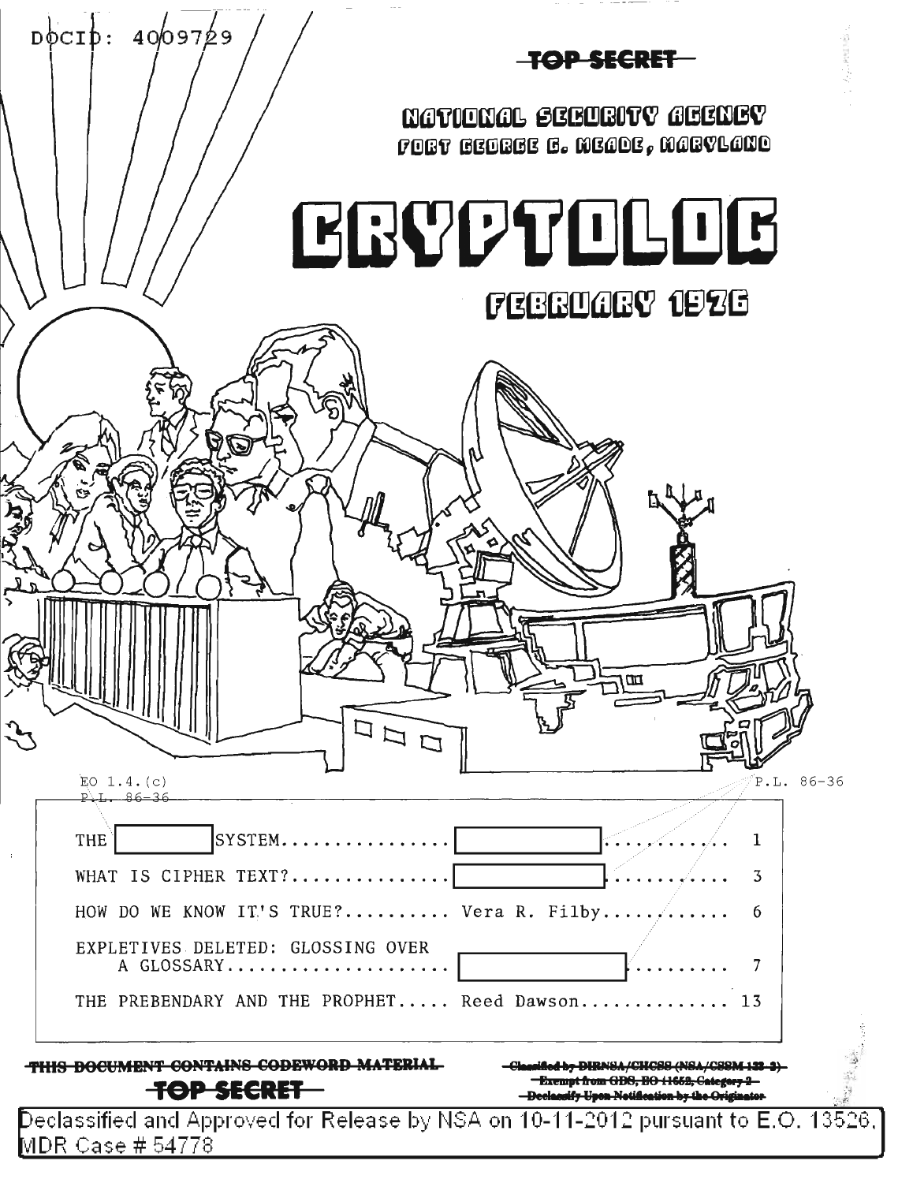DOCID: 4009729

TOP SECRET

NATIONAL SECURITY AGENCY
FORT GEORGE G. MEADE, MARYLAND

# CRYPTOLOG

## FEBRUARY 1976

EO 1.4.(c)
P.L. 86-36

P.L. 86-36

| | | |
|---|---|---|
| THE [redacted] SYSTEM............... | [redacted] ............ | 1 |
| WHAT IS CIPHER TEXT?.............. | [redacted] ........... | 3 |
| HOW DO WE KNOW IT'S TRUE?.......... | Vera R. Filby........... | 6 |
| EXPLETIVES DELETED: GLOSSING OVER A GLOSSARY.................... | [redacted] ......... | 7 |
| THE PREBENDARY AND THE PROPHET..... | Reed Dawson............. | 13 |

~~THIS DOCUMENT CONTAINS CODEWORD MATERIAL~~

~~TOP SECRET~~

~~Classified by DIRNSA/CHCSS (NSA/CSSM 123-2)~~
~~Exempt from GDS, EO 11652, Category 2~~
~~Declassify Upon Notification by the Originator~~

Declassified and Approved for Release by NSA on 10-11-2012 pursuant to E.O. 13526, MDR Case # 54778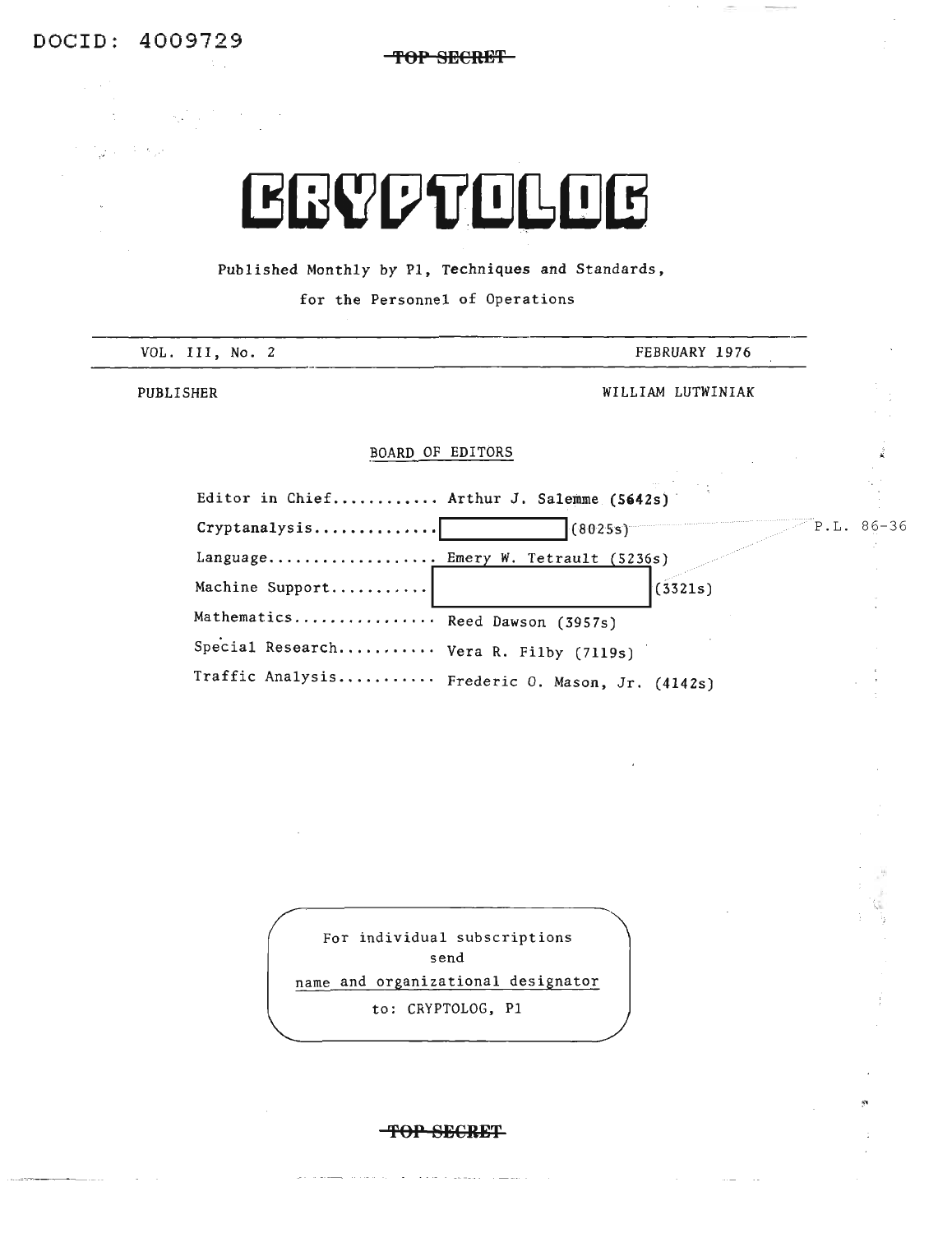DOCID: 4009729

~~TOP SECRET~~

# CRYPTOLOG

Published Monthly by P1, Techniques and Standards,

for the Personnel of Operations

| VOL. III, No. 2 | FEBRUARY 1976 |
|---|---|
| PUBLISHER | WILLIAM LUTWINIAK |

BOARD OF EDITORS

| | |
|---|---|
| Editor in Chief | Arthur J. Salemme (5642s) |
| Cryptanalysis | [redacted] (8025s) |
| Language | Emery W. Tetrault (5236s) |
| Machine Support | [redacted] (3321s) |
| Mathematics | Reed Dawson (3957s) |
| Special Research | Vera R. Filby (7119s) |
| Traffic Analysis | Frederic O. Mason, Jr. (4142s) |

P.L. 86-36

For individual subscriptions
send
name and organizational designator
to: CRYPTOLOG, P1

~~TOP SECRET~~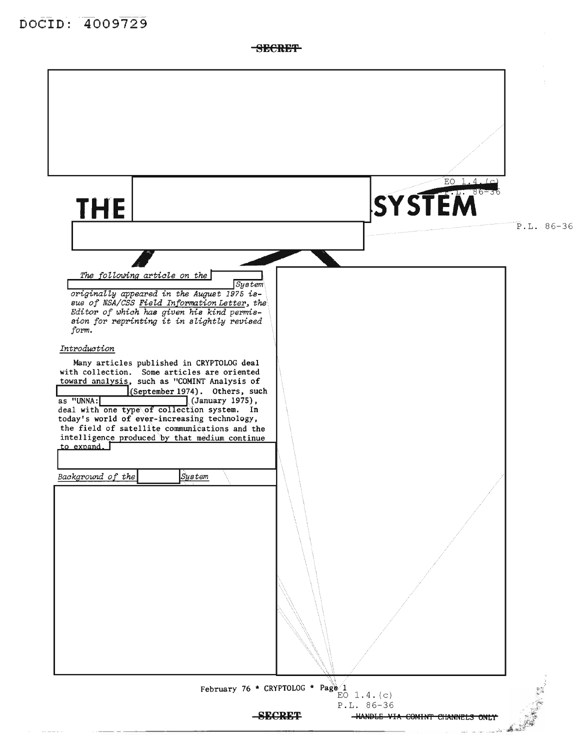SECRET

# THE SYSTEM

*The following article on the System originally appeared in the August 1975 issue of NSA/CSS Field Information Letter, the Editor of which has given his kind permission for reprinting it in slightly revised form.*

*Introduction*

Many articles published in CRYPTOLOG deal with collection. Some articles are oriented toward analysis, such as "COMINT Analysis of (September 1974). Others, such as "UNNA: (January 1975), deal with one type of collection system. In today's world of ever-increasing technology, the field of satellite communications and the intelligence produced by that medium continue to expand.

*Background of the System*

EO 1.4.(c)
P.L. 86-36

SECRET HANDLE VIA COMINT CHANNELS ONLY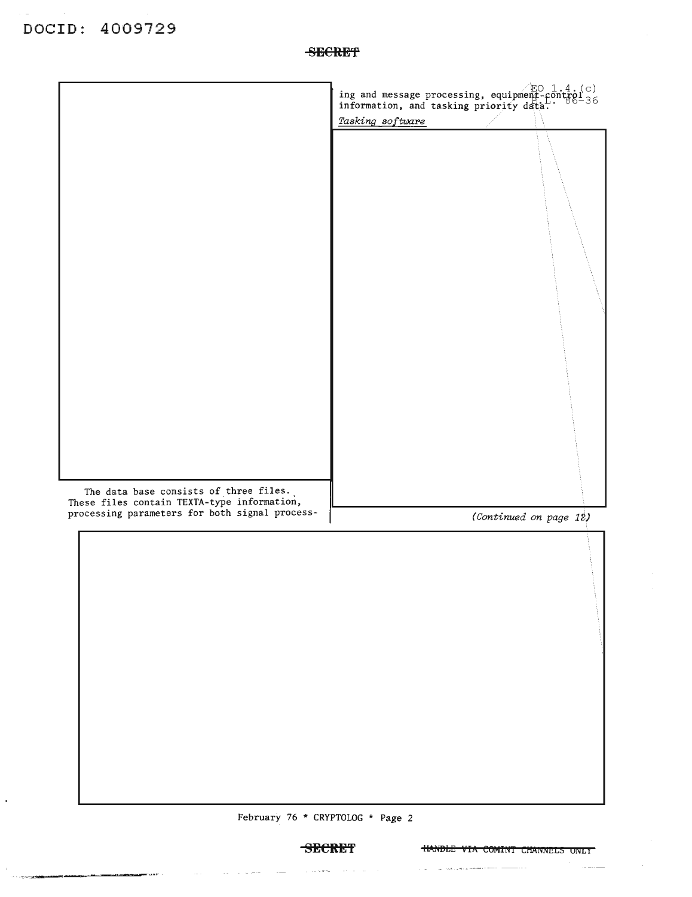The data base consists of three files. These files contain TEXTA-type information, processing parameters for both signal processing and message processing, equipment-control information, and tasking priority data.

EO 1.4.(c)
P.L. 86-36

*Tasking software*

*(Continued on page 12)*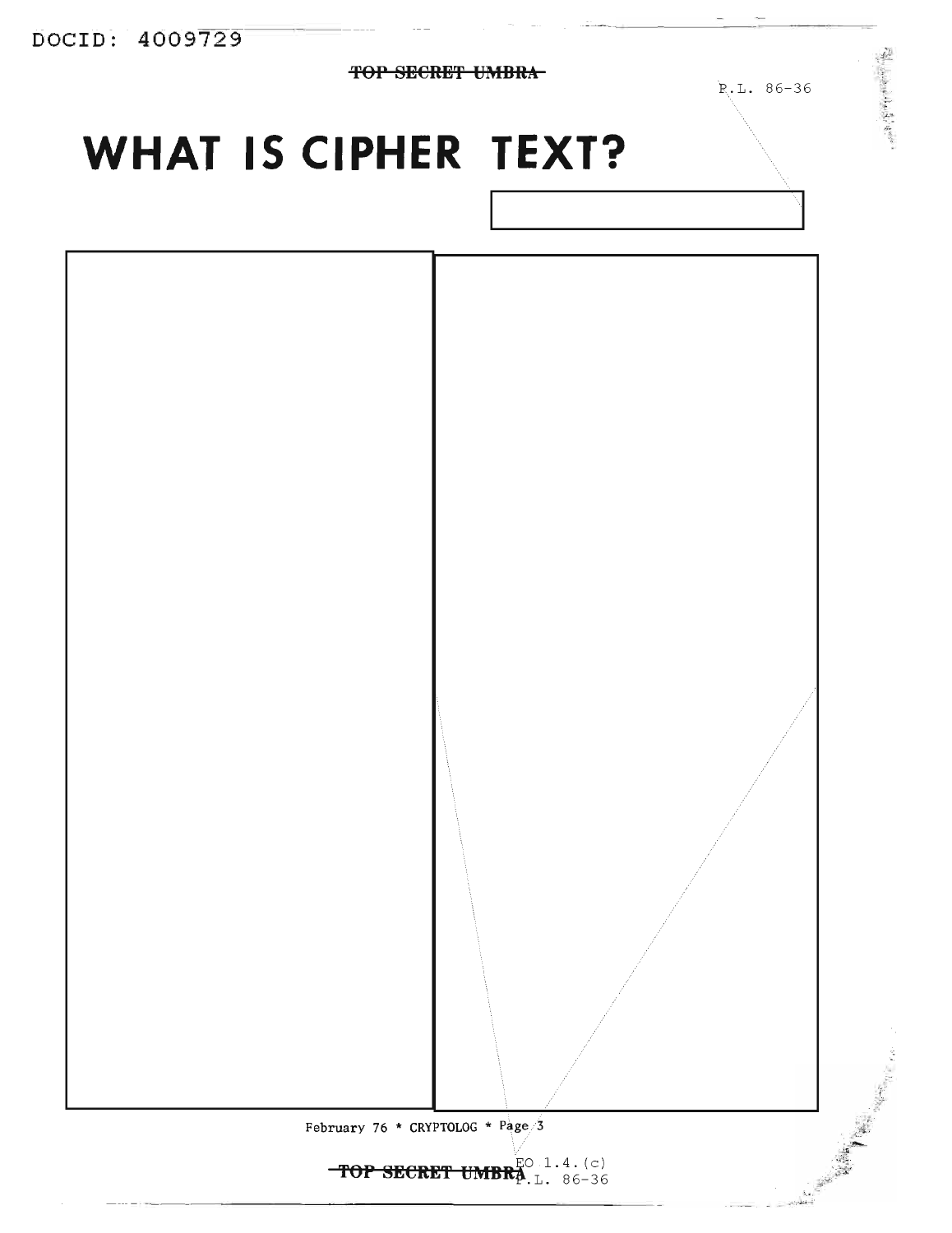# WHAT IS CIPHER TEXT?

P.L. 86-36

EO 1.4.(c)
P.L. 86-36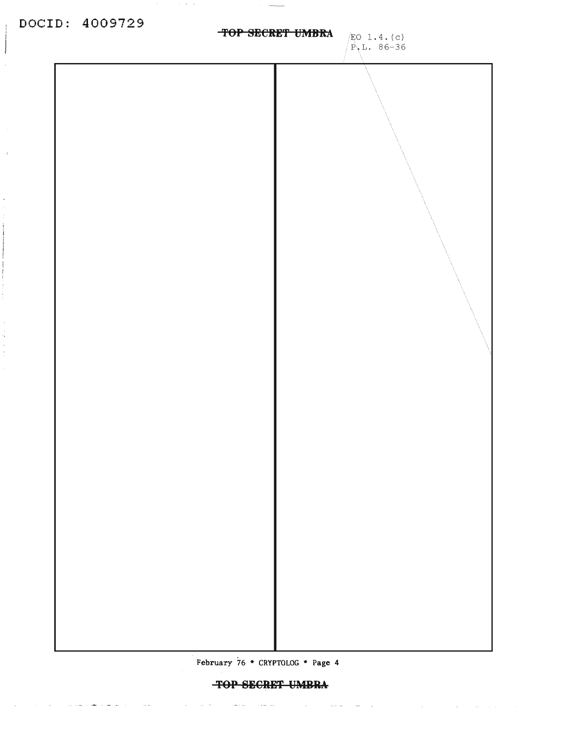EO 1.4.(c)
P.L. 86-36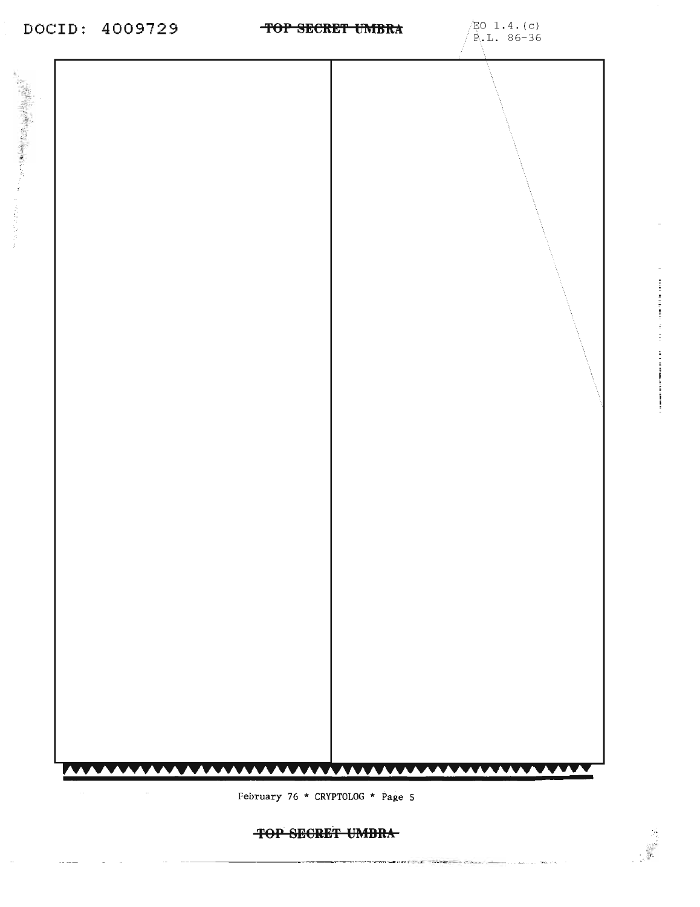EO 1.4.(c)
P.L. 86-36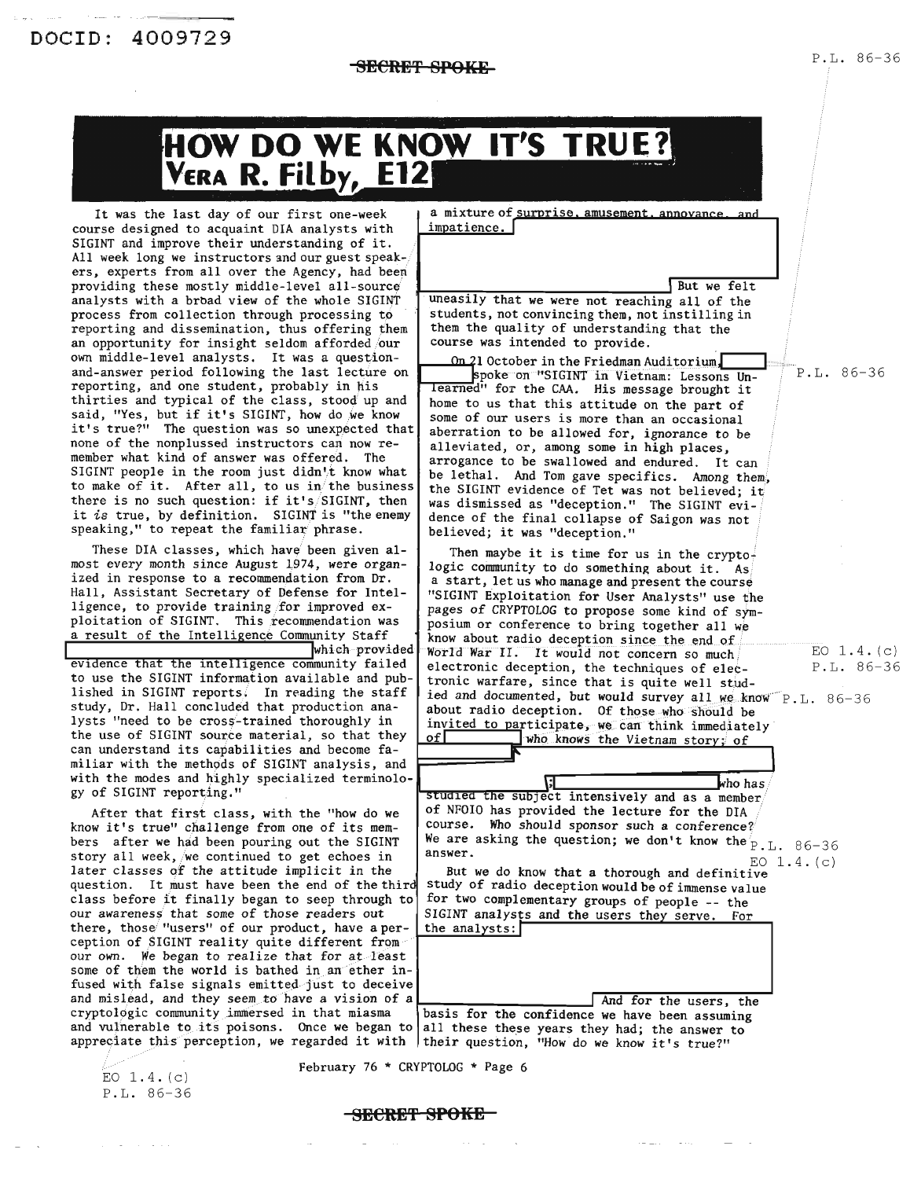# HOW DO WE KNOW IT'S TRUE?

## Vera R. Filby, E12

It was the last day of our first one-week course designed to acquaint DIA analysts with SIGINT and improve their understanding of it. All week long we instructors and our guest speakers, experts from all over the Agency, had been providing these mostly middle-level all-source analysts with a broad view of the whole SIGINT process from collection through processing to reporting and dissemination, thus offering them an opportunity for insight seldom afforded our own middle-level analysts. It was a question-and-answer period following the last lecture on reporting, and one student, probably in his thirties and typical of the class, stood up and said, "Yes, but if it's SIGINT, how do we know it's true?" The question was so unexpected that none of the nonplussed instructors can now remember what kind of answer was offered. The SIGINT people in the room just didn't know what to make of it. After all, to us in the business there is no such question: if it's SIGINT, then it *is* true, by definition. SIGINT is "the enemy speaking," to repeat the familiar phrase.

These DIA classes, which have been given almost every month since August 1974, were organized in response to a recommendation from Dr. Hall, Assistant Secretary of Defense for Intelligence, to provide training for improved exploitation of SIGINT. This recommendation was a result of the Intelligence Community Staff [REDACTED] which provided evidence that the intelligence community failed to use the SIGINT information available and published in SIGINT reports. In reading the staff study, Dr. Hall concluded that production analysts "need to be cross-trained thoroughly in the use of SIGINT source material, so that they can understand its capabilities and become familiar with the methods of SIGINT analysis, and with the modes and highly specialized terminology of SIGINT reporting."

After that first class, with the "how do we know it's true" challenge from one of its members after we had been pouring out the SIGINT story all week, we continued to get echoes in later classes of the attitude implicit in the question. It must have been the end of the third class before it finally began to seep through to our awareness that some of those readers out there, those "users" of our product, have a perception of SIGINT reality quite different from our own. We began to realize that for at least some of them the world is bathed in an ether infused with false signals emitted just to deceive and mislead, and they seem to have a vision of a cryptologic community immersed in that miasma and vulnerable to its poisons. Once we began to appreciate this perception, we regarded it with a mixture of surprise, amusement, annoyance, and impatience. [REDACTED] But we felt uneasily that we were not reaching all of the students, not convincing them, not instilling in them the quality of understanding that the course was intended to provide.

On 21 October in the Friedman Auditorium, [REDACTED] spoke on "SIGINT in Vietnam: Lessons Unlearned" for the CAA. His message brought it home to us that this attitude on the part of some of our users is more than an occasional aberration to be allowed for, ignorance to be alleviated, or, among some in high places, arrogance to be swallowed and endured. It can be lethal. And Tom gave specifics. Among them, the SIGINT evidence of Tet was not believed; it was dismissed as "deception." The SIGINT evidence of the final collapse of Saigon was not believed; it was "deception."

Then maybe it is time for us in the cryptologic community to do something about it. As a start, let us who manage and present the course "SIGINT Exploitation for User Analysts" use the pages of CRYPTOLOG to propose some kind of symposium or conference to bring together all we know about radio deception since the end of World War II. It would not concern so much electronic deception, the techniques of electronic warfare, since that is quite well studied and documented, but would survey all we know about radio deception. Of those who should be invited to participate, we can think immediately of [REDACTED] who knows the Vietnam story; of [REDACTED]; [REDACTED] who has studied the subject intensively and as a member of NFOIO has provided the lecture for the DIA course. Who should sponsor such a conference? We are asking the question; we don't know the answer.

But we do know that a thorough and definitive study of radio deception would be of immense value for two complementary groups of people -- the SIGINT analysts and the users they serve. For the analysts: [REDACTED] And for the users, the basis for the confidence we have been assuming all these these years they had; the answer to their question, "How do we know it's true?"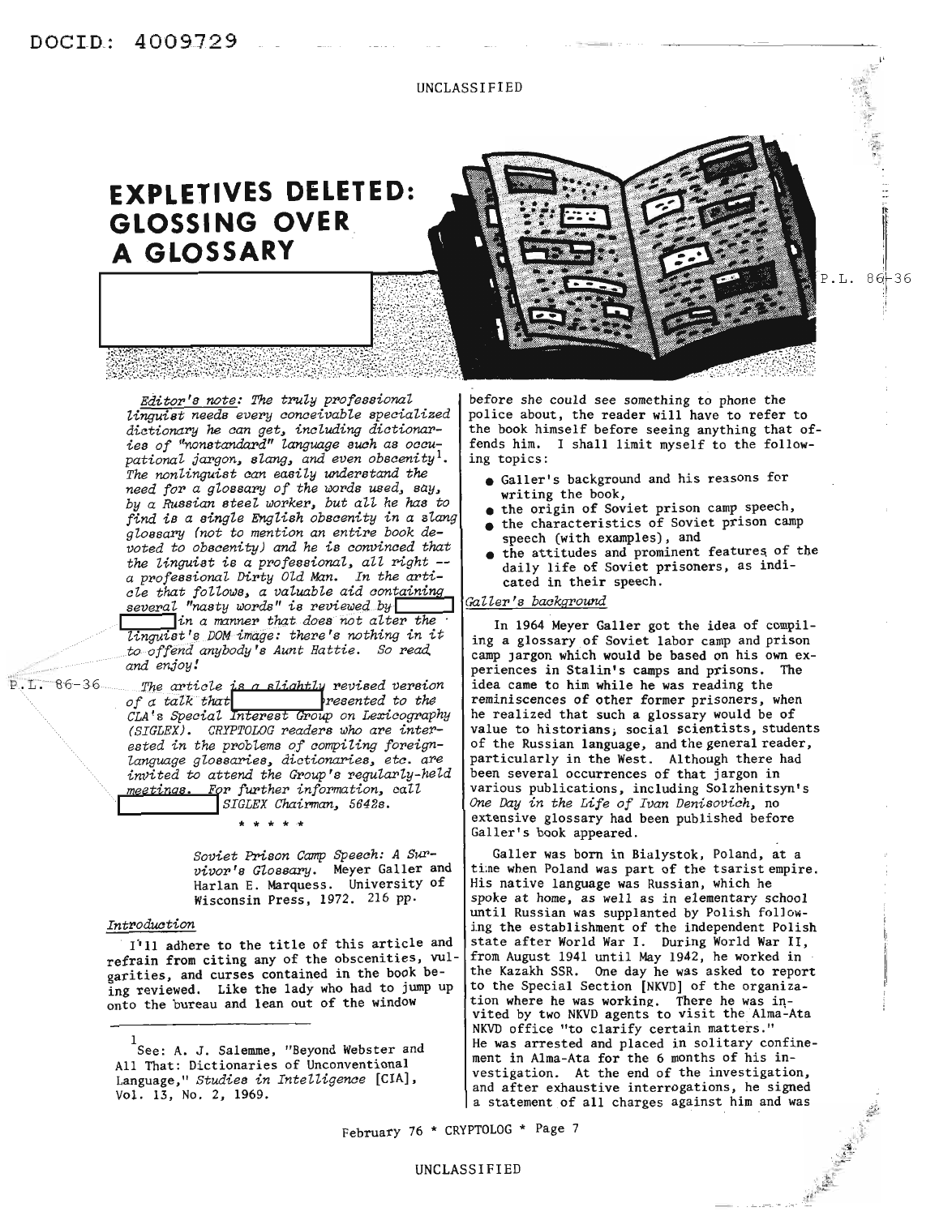# EXPLETIVES DELETED: GLOSSING OVER A GLOSSARY

P.L. 86-36

*Editor's note: The truly professional linguist needs every conceivable specialized dictionary he can get, including dictionaries of "nonstandard" language such as occupational jargon, slang, and even obscenity[1]. The nonlinguist can easily understand the need for a glossary of the words used, say, by a Russian steel worker, but all he has to find is a single English obscenity in a slang glossary (not to mention an entire book devoted to obscenity) and he is convinced that the linguist is a professional, all right -- a professional Dirty Old Man. In the article that follows, a valuable aid containing several "nasty words" is reviewed by [ ] in a manner that does not alter the linguist's DOM image: there's nothing in it to offend anybody's Aunt Hattie. So read and enjoy!*

*The article is a slightly revised version of a talk that [ ] presented to the CIA's Special Interest Group on Lexicography (SIGLEX). CRYPTOLOG readers who are interested in the problems of compiling foreign-language glossaries, dictionaries, etc. are invited to attend the Group's regularly-held meetings. For further information, call [ ] SIGLEX Chairman, 5642s.*

\* \* \* \* \*

*Soviet Prison Camp Speech: A Survivor's Glossary.* Meyer Galler and Harlan E. Marquess. University of Wisconsin Press, 1972. 216 pp.

## *Introduction*

I'll adhere to the title of this article and refrain from citing any of the obscenities, vulgarities, and curses contained in the book being reviewed. Like the lady who had to jump up onto the bureau and lean out of the window before she could see something to phone the police about, the reader will have to refer to the book himself before seeing anything that offends him. I shall limit myself to the following topics:

- Galler's background and his reasons for writing the book,
- the origin of Soviet prison camp speech,
- the characteristics of Soviet prison camp speech (with examples), and
- the attitudes and prominent features of the daily life of Soviet prisoners, as indicated in their speech.

## *Galler's background*

In 1964 Meyer Galler got the idea of compiling a glossary of Soviet labor camp and prison camp jargon which would be based on his own experiences in Stalin's camps and prisons. The idea came to him while he was reading the reminiscences of other former prisoners, when he realized that such a glossary would be of value to historians, social scientists, students of the Russian language, and the general reader, particularly in the West. Although there had been several occurrences of that jargon in various publications, including Solzhenitsyn's *One Day in the Life of Ivan Denisovich*, no extensive glossary had been published before Galler's book appeared.

Galler was born in Bialystok, Poland, at a time when Poland was part of the tsarist empire. His native language was Russian, which he spoke at home, as well as in elementary school until Russian was supplanted by Polish following the establishment of the independent Polish state after World War I. During World War II, from August 1941 until May 1942, he worked in the Kazakh SSR. One day he was asked to report to the Special Section [NKVD] of the organization where he was working. There he was invited by two NKVD agents to visit the Alma-Ata NKVD office "to clarify certain matters." He was arrested and placed in solitary confinement in Alma-Ata for the 6 months of his investigation. At the end of the investigation, and after exhaustive interrogations, he signed a statement of all charges against him and was

---

[1] See: A. J. Salemme, "Beyond Webster and All That: Dictionaries of Unconventional Language," *Studies in Intelligence* [CIA], Vol. 13, No. 2, 1969.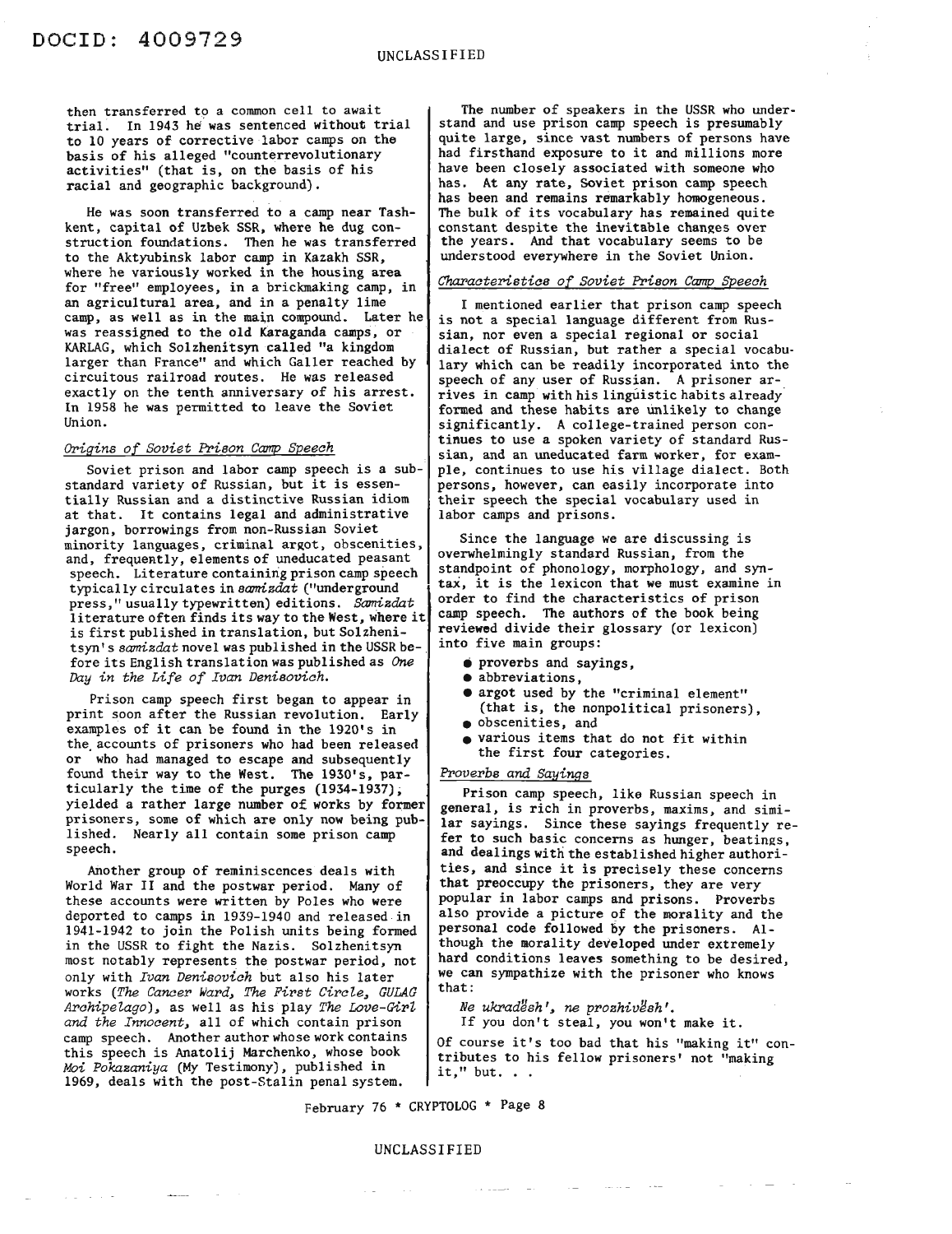then transferred to a common cell to await trial. In 1943 he was sentenced without trial to 10 years of corrective labor camps on the basis of his alleged "counterrevolutionary activities" (that is, on the basis of his racial and geographic background).

He was soon transferred to a camp near Tashkent, capital of Uzbek SSR, where he dug construction foundations. Then he was transferred to the Aktyubinsk labor camp in Kazakh SSR, where he variously worked in the housing area for "free" employees, in a brickmaking camp, in an agricultural area, and in a penalty lime camp, as well as in the main compound. Later he was reassigned to the old Karaganda camps, or KARLAG, which Solzhenitsyn called "a kingdom larger than France" and which Galler reached by circuitous railroad routes. He was released exactly on the tenth anniversary of his arrest. In 1958 he was permitted to leave the Soviet Union.

*Origins of Soviet Prison Camp Speech*

Soviet prison and labor camp speech is a substandard variety of Russian, but it is essentially Russian and a distinctive Russian idiom at that. It contains legal and administrative jargon, borrowings from non-Russian Soviet minority languages, criminal argot, obscenities, and, frequently, elements of uneducated peasant speech. Literature containing prison camp speech typically circulates in *samizdat* ("underground press," usually typewritten) editions. *Samizdat* literature often finds its way to the West, where it is first published in translation, but Solzhenitsyn's *samizdat* novel was published in the USSR before its English translation was published as *One Day in the Life of Ivan Denisovich.*

Prison camp speech first began to appear in print soon after the Russian revolution. Early examples of it can be found in the 1920's in the accounts of prisoners who had been released or who had managed to escape and subsequently found their way to the West. The 1930's, particularly the time of the purges (1934-1937), yielded a rather large number of works by former prisoners, some of which are only now being published. Nearly all contain some prison camp speech.

Another group of reminiscences deals with World War II and the postwar period. Many of these accounts were written by Poles who were deported to camps in 1939-1940 and released in 1941-1942 to join the Polish units being formed in the USSR to fight the Nazis. Solzhenitsyn most notably represents the postwar period, not only with *Ivan Denisovich* but also his later works (*The Cancer Ward, The First Circle, GULAG Archipelago*), as well as his play *The Love-Girl and the Innocent*, all of which contain prison camp speech. Another author whose work contains this speech is Anatolij Marchenko, whose book *Moi Pokazaniya* (My Testimony), published in 1969, deals with the post-Stalin penal system.

The number of speakers in the USSR who understand and use prison camp speech is presumably quite large, since vast numbers of persons have had firsthand exposure to it and millions more have been closely associated with someone who has. At any rate, Soviet prison camp speech has been and remains remarkably homogeneous. The bulk of its vocabulary has remained quite constant despite the inevitable changes over the years. And that vocabulary seems to be understood everywhere in the Soviet Union.

*Characteristics of Soviet Prison Camp Speech*

I mentioned earlier that prison camp speech is not a special language different from Russian, nor even a special regional or social dialect of Russian, but rather a special vocabulary which can be readily incorporated into the speech of any user of Russian. A prisoner arrives in camp with his linguistic habits already formed and these habits are unlikely to change significantly. A college-trained person continues to use a spoken variety of standard Russian, and an uneducated farm worker, for example, continues to use his village dialect. Both persons, however, can easily incorporate into their speech the special vocabulary used in labor camps and prisons.

Since the language we are discussing is overwhelmingly standard Russian, from the standpoint of phonology, morphology, and syntax, it is the lexicon that we must examine in order to find the characteristics of prison camp speech. The authors of the book being reviewed divide their glossary (or lexicon) into five main groups:

- proverbs and sayings,
- abbreviations,
- argot used by the "criminal element" (that is, the nonpolitical prisoners),
- obscenities, and
- various items that do not fit within the first four categories.

*Proverbs and Sayings*

Prison camp speech, like Russian speech in general, is rich in proverbs, maxims, and similar sayings. Since these sayings frequently refer to such basic concerns as hunger, beatings, and dealings with the established higher authorities, and since it is precisely these concerns that preoccupy the prisoners, they are very popular in labor camps and prisons. Proverbs also provide a picture of the morality and the personal code followed by the prisoners. Although the morality developed under extremely hard conditions leaves something to be desired, we can sympathize with the prisoner who knows that:

*Ne ukradësh', ne prozhivësh'.*
If you don't steal, you won't make it.

Of course it's too bad that his "making it" contributes to his fellow prisoners' not "making it," but. . .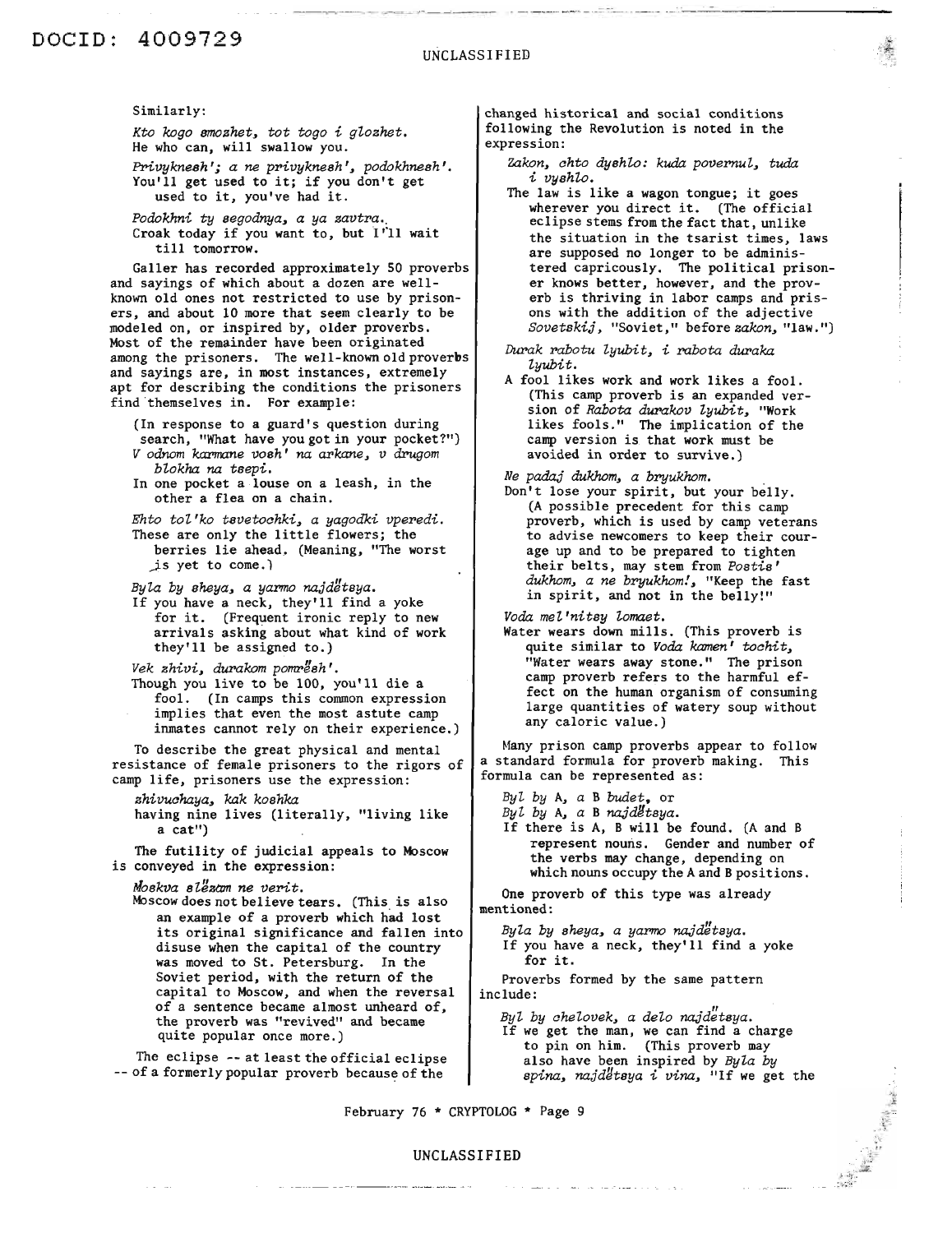Similarly:

*Kto kogo smozhet, tot togo i glozhet.*
He who can, will swallow you.

*Privyknesh'; a ne privyknesh', podokhnesh'.*
You'll get used to it; if you don't get used to it, you've had it.

*Podokhni ty segodnya, a ya zavtra.*
Croak today if you want to, but I'll wait till tomorrow.

Galler has recorded approximately 50 proverbs and sayings of which about a dozen are well-known old ones not restricted to use by prisoners, and about 10 more that seem clearly to be modeled on, or inspired by, older proverbs. Most of the remainder have been originated among the prisoners. The well-known old proverbs and sayings are, in most instances, extremely apt for describing the conditions the prisoners find themselves in. For example:

(In response to a guard's question during search, "What have you got in your pocket?")
*V odnom karmane vosh' na arkane, v drugom blokha na tsepi.*
In one pocket a louse on a leash, in the other a flea on a chain.

*Ehto tol'ko tsvetochki, a yagodki vperedi.*
These are only the little flowers; the berries lie ahead. (Meaning, "The worst is yet to come.")

*Byla by sheya, a yarmo najdëtsya.*
If you have a neck, they'll find a yoke for it. (Frequent ironic reply to new arrivals asking about what kind of work they'll be assigned to.)

*Vek zhivi, durakom pomrësh'.*
Though you live to be 100, you'll die a fool. (In camps this common expression implies that even the most astute camp inmates cannot rely on their experience.)

To describe the great physical and mental resistance of female prisoners to the rigors of camp life, prisoners use the expression:

*zhivuchaya, kak koshka*
having nine lives (literally, "living like a cat")

The futility of judicial appeals to Moscow is conveyed in the expression:

*Moskva slëzam ne verit.*
Moscow does not believe tears. (This is also an example of a proverb which had lost its original significance and fallen into disuse when the capital of the country was moved to St. Petersburg. In the Soviet period, with the return of the capital to Moscow, and when the reversal of a sentence became almost unheard of, the proverb was "revived" and became quite popular once more.)

The eclipse -- at least the official eclipse -- of a formerly popular proverb because of the changed historical and social conditions following the Revolution is noted in the expression:

*Zakon, chto dyshlo: kuda povernul, tuda i vyshlo.*
The law is like a wagon tongue; it goes wherever you direct it. (The official eclipse stems from the fact that, unlike the situation in the tsarist times, laws are supposed no longer to be administered capricously. The political prisoner knows better, however, and the proverb is thriving in labor camps and prisons with the addition of the adjective *Sovetskij*, "Soviet," before *zakon*, "law.")

*Durak rabotu lyubit, i rabota duraka lyubit.*
A fool likes work and work likes a fool. (This camp proverb is an expanded version of *Rabota durakov lyubit*, "Work likes fools." The implication of the camp version is that work must be avoided in order to survive.)

*Ne padaj dukhom, a bryukhom.*
Don't lose your spirit, but your belly. (A possible precedent for this camp proverb, which is used by camp veterans to advise newcomers to keep their courage up and to be prepared to tighten their belts, may stem from *Postis' dukhom, a ne bryukhom!*, "Keep the fast in spirit, and not in the belly!"

*Voda mel'nitsy lomaet.*
Water wears down mills. (This proverb is quite similar to *Voda kamen' tochit*, "Water wears away stone." The prison camp proverb refers to the harmful effect on the human organism of consuming large quantities of watery soup without any caloric value.)

Many prison camp proverbs appear to follow a standard formula for proverb making. This formula can be represented as:

*Byl by* A, *a* B *budet*, or
*Byl by* A, *a* B *najdëtsya.*
If there is A, B will be found. (A and B represent nouns. Gender and number of the verbs may change, depending on which nouns occupy the A and B positions.

One proverb of this type was already mentioned:

*Byla by sheya, a yarmo najdëtsya.*
If you have a neck, they'll find a yoke for it.

Proverbs formed by the same pattern include:

*Byl by chelovek, a delo najdëtsya.*
If we get the man, we can find a charge to pin on him. (This proverb may also have been inspired by *Byla by spina, najdëtsya i vina*, "If we get the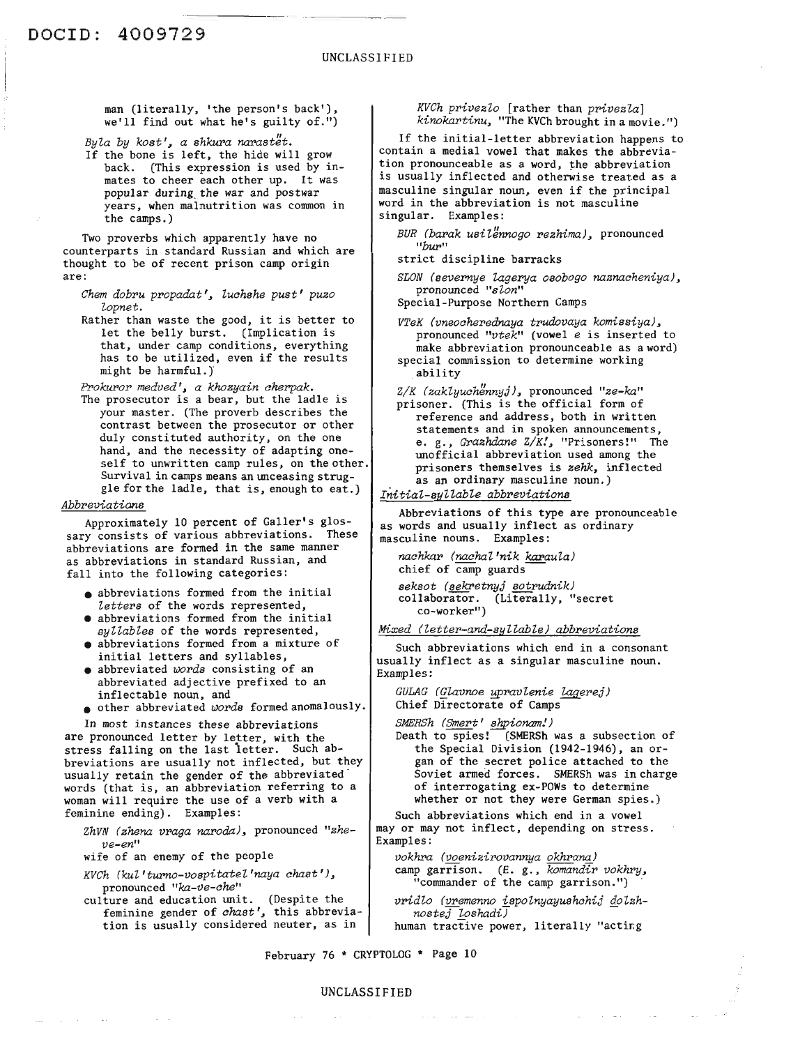man (literally, 'the person's back'), we'll find out what he's guilty of.")

*Byla by kost', a shkura narastët.*
If the bone is left, the hide will grow back. (This expression is used by inmates to cheer each other up. It was popular during the war and postwar years, when malnutrition was common in the camps.)

Two proverbs which apparently have no counterparts in standard Russian and which are thought to be of recent prison camp origin are:

*Chem dobru propadat', luchshe pust' puzo lopnet.*
Rather than waste the good, it is better to let the belly burst. (Implication is that, under camp conditions, everything has to be utilized, even if the results might be harmful.)

*Prokuror medved', a khozyain cherpak.*
The prosecutor is a bear, but the ladle is your master. (The proverb describes the contrast between the prosecutor or other duly constituted authority, on the one hand, and the necessity of adapting oneself to unwritten camp rules, on the other. Survival in camps means an unceasing struggle for the ladle, that is, enough to eat.)

*Abbreviations*

Approximately 10 percent of Galler's glossary consists of various abbreviations. These abbreviations are formed in the same manner as abbreviations in standard Russian, and fall into the following categories:

- abbreviations formed from the initial *letters* of the words represented,
- abbreviations formed from the initial *syllables* of the words represented,
- abbreviations formed from a mixture of initial letters and syllables,
- abbreviated *words* consisting of an abbreviated adjective prefixed to an inflectable noun, and
- other abbreviated *words* formed anomalously.

In most instances these abbreviations are pronounced letter by letter, with the stress falling on the last letter. Such abbreviations are usually not inflected, but they usually retain the gender of the abbreviated words (that is, an abbreviation referring to a woman will require the use of a verb with a feminine ending). Examples:

*ZhVN (zhena vraga naroda)*, pronounced "*zhe-ve-en*"
wife of an enemy of the people

*KVCh (kul'turno-vospitatel'naya chast')*, pronounced "*ka-ve-che*"
culture and education unit. (Despite the feminine gender of *chast'*, this abbreviation is usually considered neuter, as in *KVCh privezlo* [rather than *privezla*] *kinokartinu*, "The KVCh brought in a movie.")

If the initial-letter abbreviation happens to contain a medial vowel that makes the abbreviation pronounceable as a word, the abbreviation is usually inflected and otherwise treated as a masculine singular noun, even if the principal word in the abbreviation is not masculine singular. Examples:

*BUR (barak usilënnogo rezhima)*, pronounced "*bur*"
strict discipline barracks

*SLON (severnye lagerya osobogo naznacheniya)*, pronounced "*slon*"
Special-Purpose Northern Camps

*VTeK (vneocherednaya trudovaya komissiya)*, pronounced "*vtek*" (vowel *e* is inserted to make abbreviation pronounceable as a word)
special commission to determine working ability

*Z/K (zaklyuchënnyj)*, pronounced "*ze-ka*"
prisoner. (This is the official form of reference and address, both in written statements and in spoken announcements, e. g., *Grazhdane Z/K!*, "Prisoners!" The unofficial abbreviation used among the prisoners themselves is *zehk*, inflected as an ordinary masculine noun.)

*Initial-syllable abbreviations*

Abbreviations of this type are pronounceable as words and usually inflect as ordinary masculine nouns. Examples:

*nachkar (nachal'nik karaula)*
chief of camp guards

*seksot (sekretnyj sotrudnik)*
collaborator. (Literally, "secret co-worker")

*Mixed (letter-and-syllable) abbreviations*

Such abbreviations which end in a consonant usually inflect as a singular masculine noun. Examples:

*GULAG (Glavnoe upravlenie lagerej)*
Chief Directorate of Camps

*SMERSh (Smert' shpionam!)*
Death to spies! (SMERSh was a subsection of the Special Division (1942-1946), an organ of the secret police attached to the Soviet armed forces. SMERSh was in charge of interrogating ex-POWs to determine whether or not they were German spies.)

Such abbreviations which end in a vowel may or may not inflect, depending on stress. Examples:

*vokhra (voenizirovannya okhrana)*
camp garrison. (E. g., *komandir vokhry*, "commander of the camp garrison.")

*vridlo (vremenno ispolnyayushchij dolzhnostej loshadi)*
human tractive power, literally "acting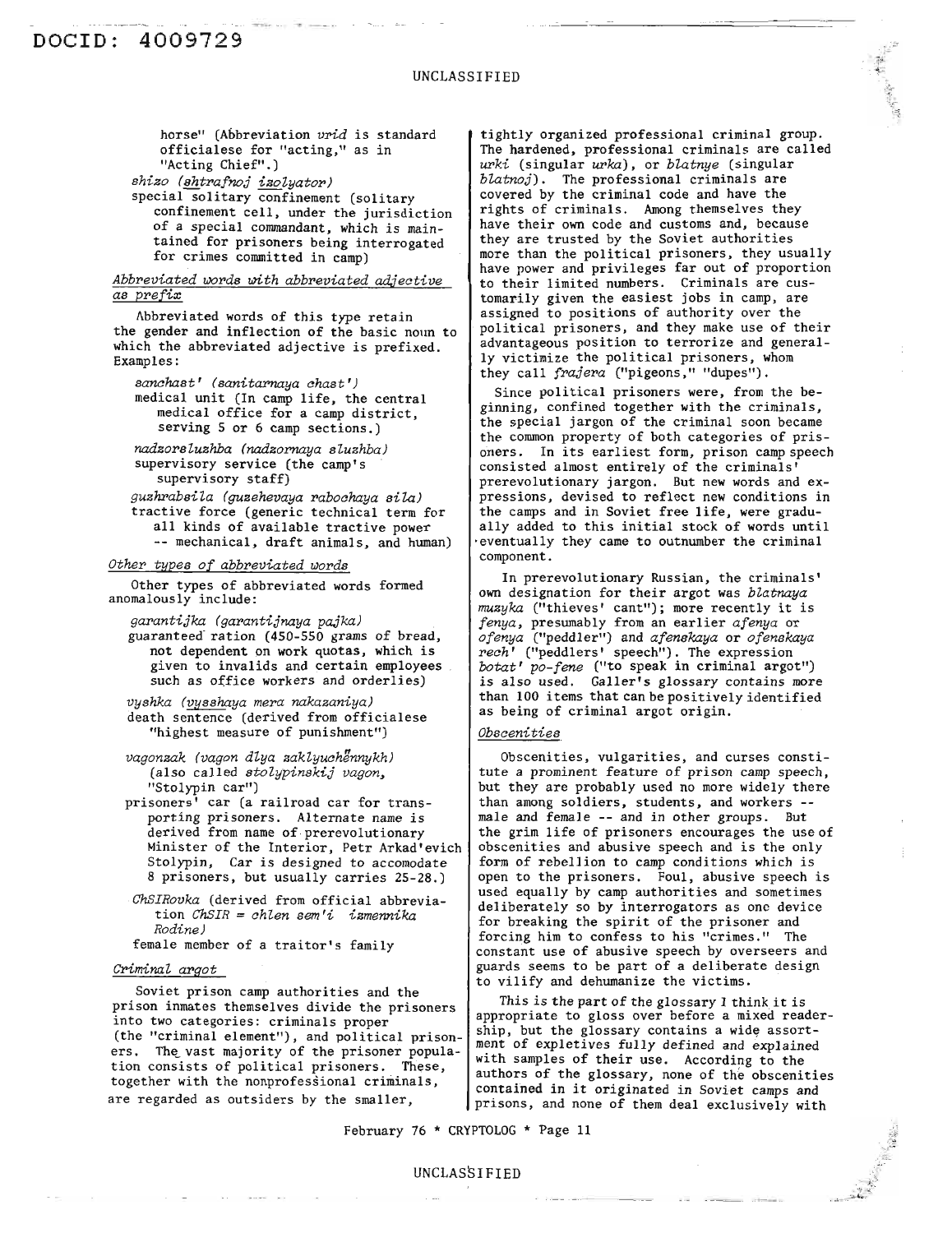horse" (Abbreviation *vrid* is standard officialese for "acting," as in "Acting Chief".)

*shizo (shtrafnoj izolyator)*
special solitary confinement (solitary confinement cell, under the jurisdiction of a special commandant, which is maintained for prisoners being interrogated for crimes committed in camp)

### *Abbreviated words with abbreviated adjective as prefix*

Abbreviated words of this type retain the gender and inflection of the basic noun to which the abbreviated adjective is prefixed. Examples:

*sanchast' (sanitarnaya chast')*
medical unit (In camp life, the central medical office for a camp district, serving 5 or 6 camp sections.)

*nadzorsluzhba (nadzornaya sluzhba)*
supervisory service (the camp's supervisory staff)

*guzhrabsila (guzhevaya rabochaya sila)*
tractive force (generic technical term for all kinds of available tractive power -- mechanical, draft animals, and human)

### *Other types of abbreviated words*

Other types of abbreviated words formed anomalously include:

*garantijka (garantijnaya pajka)*
guaranteed ration (450-550 grams of bread, not dependent on work quotas, which is given to invalids and certain employees such as office workers and orderlies)

*vyshka (vysshaya mera nakazaniya)*
death sentence (derived from officialese "highest measure of punishment")

*vagonzak (vagon dlya zaklyuchënnykh)* (also called *stolypinskij vagon*, "Stolypin car")
prisoners' car (a railroad car for transporting prisoners. Alternate name is derived from name of prerevolutionary Minister of the Interior, Petr Arkad'evich Stolypin. Car is designed to accomodate 8 prisoners, but usually carries 25-28.)

*ChSIRovka* (derived from official abbreviation *ChSIR = chlen sem'i izmennika Rodine)*
female member of a traitor's family

### *Criminal argot*

Soviet prison camp authorities and the prison inmates themselves divide the prisoners into two categories: criminals proper (the "criminal element"), and political prisoners. The vast majority of the prisoner population consists of political prisoners. These, together with the nonprofessional criminals, are regarded as outsiders by the smaller, tightly organized professional criminal group. The hardened, professional criminals are called *urki* (singular *urka*), or *blatnye* (singular *blatnoj*). The professional criminals are covered by the criminal code and have the rights of criminals. Among themselves they have their own code and customs and, because they are trusted by the Soviet authorities more than the political prisoners, they usually have power and privileges far out of proportion to their limited numbers. Criminals are customarily given the easiest jobs in camp, are assigned to positions of authority over the political prisoners, and they make use of their advantageous position to terrorize and generally victimize the political prisoners, whom they call *frajera* ("pigeons," "dupes").

Since political prisoners were, from the beginning, confined together with the criminals, the special jargon of the criminal soon became the common property of both categories of prisoners. In its earliest form, prison camp speech consisted almost entirely of the criminals' prerevolutionary jargon. But new words and expressions, devised to reflect new conditions in the camps and in Soviet free life, were gradually added to this initial stock of words until eventually they came to outnumber the criminal component.

In prerevolutionary Russian, the criminals' own designation for their argot was *blatnaya muzyka* ("thieves' cant"); more recently it is *fenya*, presumably from an earlier *afenya* or *ofenya* ("peddler") and *afenskaya* or *ofenskaya rech'* ("peddlers' speech"). The expression *botat' po-fene* ("to speak in criminal argot") is also used. Galler's glossary contains more than 100 items that can be positively identified as being of criminal argot origin.

### *Obscenities*

Obscenities, vulgarities, and curses constitute a prominent feature of prison camp speech, but they are probably used no more widely there than among soldiers, students, and workers -- male and female -- and in other groups. But the grim life of prisoners encourages the use of obscenities and abusive speech and is the only form of rebellion to camp conditions which is open to the prisoners. Foul, abusive speech is used equally by camp authorities and sometimes deliberately so by interrogators as one device for breaking the spirit of the prisoner and forcing him to confess to his "crimes." The constant use of abusive speech by overseers and guards seems to be part of a deliberate design to vilify and dehumanize the victims.

This is the part of the glossary I think it is appropriate to gloss over before a mixed readership, but the glossary contains a wide assortment of expletives fully defined and explained with samples of their use. According to the authors of the glossary, none of the obscenities contained in it originated in Soviet camps and prisons, and none of them deal exclusively with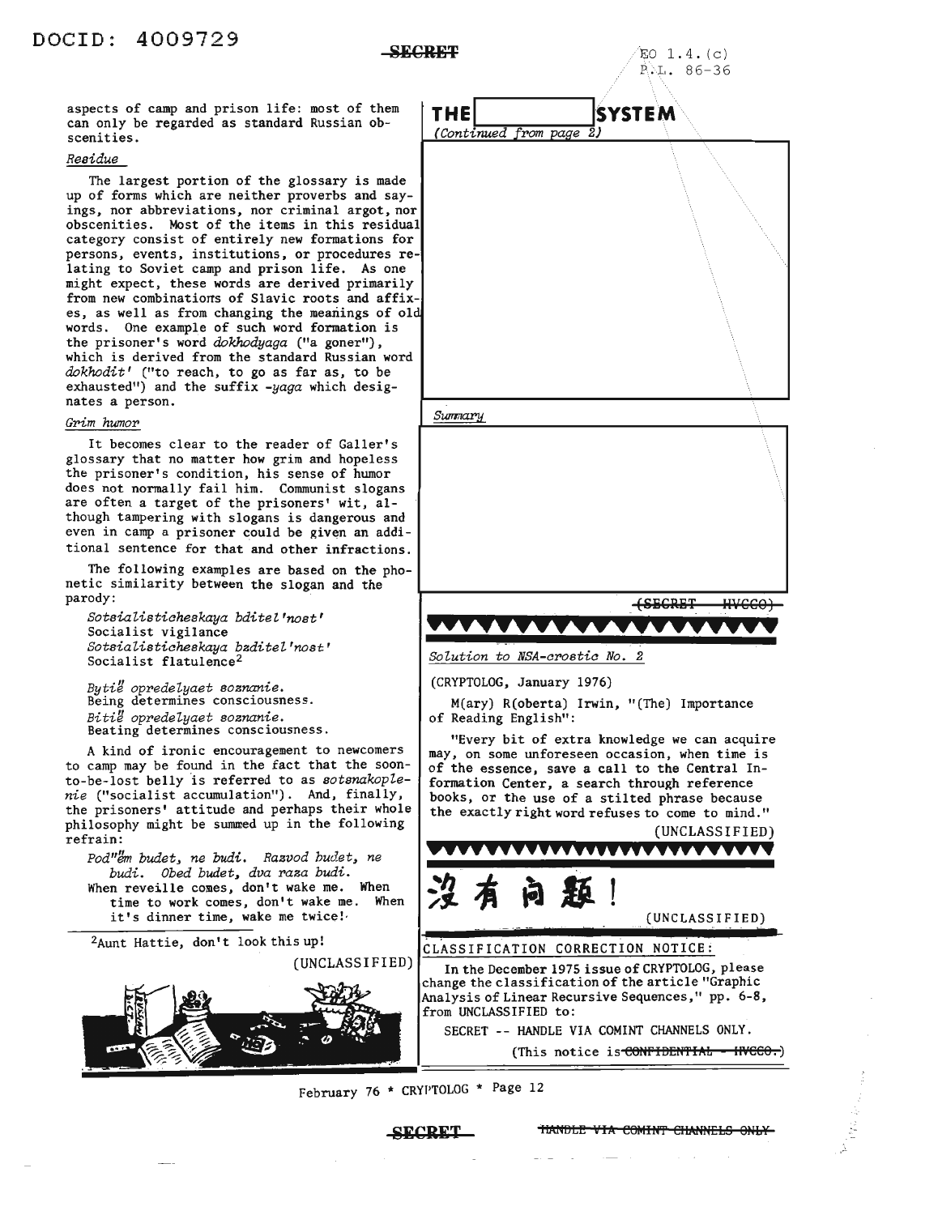aspects of camp and prison life: most of them can only be regarded as standard Russian obscenities.

*Residue*

The largest portion of the glossary is made up of forms which are neither proverbs and sayings, nor abbreviations, nor criminal argot, nor obscenities. Most of the items in this residual category consist of entirely new formations for persons, events, institutions, or procedures relating to Soviet camp and prison life. As one might expect, these words are derived primarily from new combinations of Slavic roots and affixes, as well as from changing the meanings of old words. One example of such word formation is the prisoner's word *dokhodyaga* ("a goner"), which is derived from the standard Russian word *dokhodit'* ("to reach, to go as far as, to be exhausted") and the suffix *-yaga* which designates a person.

*Grim humor*

It becomes clear to the reader of Galler's glossary that no matter how grim and hopeless the prisoner's condition, his sense of humor does not normally fail him. Communist slogans are often a target of the prisoners' wit, although tampering with slogans is dangerous and even in camp a prisoner could be given an additional sentence for that and other infractions.

The following examples are based on the phonetic similarity between the slogan and the parody:

*Sotsialisticheskaya bditel'nost'*
Socialist vigilance
*Sotsialisticheskaya bzditel'nost'*
Socialist flatulence[2]

*Bytië opredelyaet soznanie.*
Being determines consciousness.
*Bitië opredelyaet soznanie.*
Beating determines consciousness.

A kind of ironic encouragement to newcomers to camp may be found in the fact that the soon-to-be-lost belly is referred to as *sotsnakoplenie* ("socialist accumulation"). And, finally, the prisoners' attitude and perhaps their whole philosophy might be summed up in the following refrain:

*Pod"ëm budet, ne budi. Razvod budet, ne budi. Obed budet, dva raza budi.*
When reveille comes, don't wake me. When time to work comes, don't wake me. When it's dinner time, wake me twice!

[2]Aunt Hattie, don't look this up!

(UNCLASSIFIED)

EO 1.4.(c)
P.L. 86-36

## THE [redacted] SYSTEM

*(Continued from page 2)*

[redacted]

*Summary*

[redacted]

~~(SECRET HVCCO)~~

*Solution to NSA-crostic No. 2*

(CRYPTOLOG, January 1976)

M(ary) R(oberta) Irwin, "(The) Importance of Reading English":

"Every bit of extra knowledge we can acquire may, on some unforeseen occasion, when time is of the essence, save a call to the Central Information Center, a search through reference books, or the use of a stilted phrase because the exactly right word refuses to come to mind."

(UNCLASSIFIED)

沒有问题!

(UNCLASSIFIED)

CLASSIFICATION CORRECTION NOTICE:

In the December 1975 issue of CRYPTOLOG, please change the classification of the article "Graphic Analysis of Linear Recursive Sequences," pp. 6-8, from UNCLASSIFIED to:

SECRET -- HANDLE VIA COMINT CHANNELS ONLY.

(This notice is ~~CONFIDENTIAL - HVCCO.~~)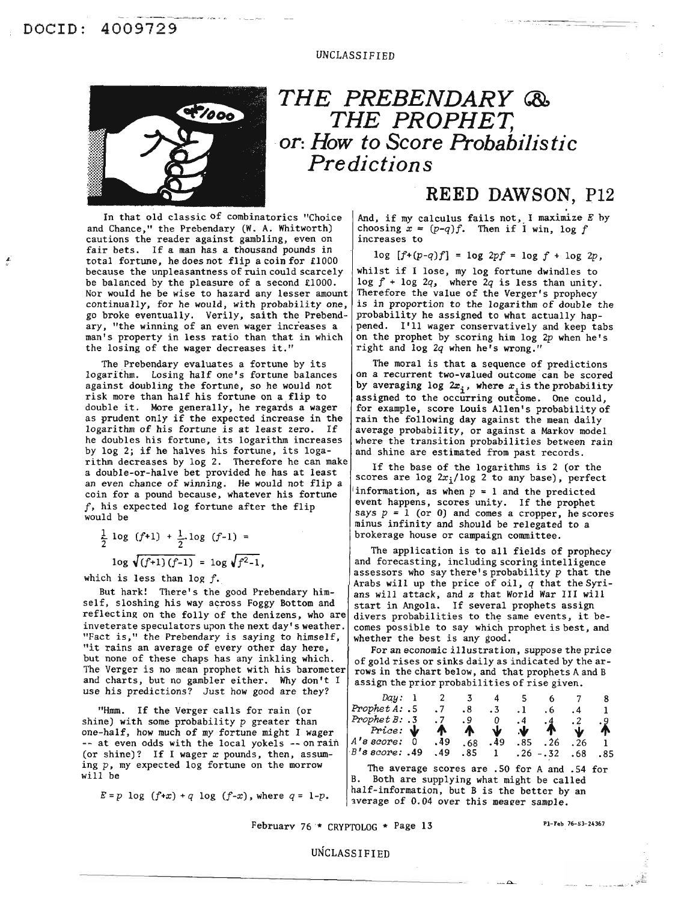# THE PREBENDARY & THE PROPHET, or: How to Score Probabilistic Predictions

## REED DAWSON, P12

In that old classic of combinatorics "Choice and Chance," the Prebendary (W. A. Whitworth) cautions the reader against gambling, even on fair bets. If a man has a thousand pounds in total fortune, he does not flip a coin for £1000 because the unpleasantness of ruin could scarcely be balanced by the pleasure of a second £1000. Nor would he be wise to hazard any lesser amount continually, for he would, with probability one, go broke eventually. Verily, saith the Prebendary, "the winning of an even wager increases a man's property in less ratio than that in which the losing of the wager decreases it."

The Prebendary evaluates a fortune by its logarithm. Losing half one's fortune balances against doubling the fortune, so he would not risk more than half his fortune on a flip to double it. More generally, he regards a wager as prudent only if the expected increase in the logarithm of his fortune is at least zero. If he doubles his fortune, its logarithm increases by log 2; if he halves his fortune, its logarithm decreases by log 2. Therefore he can make a double-or-halve bet provided he has at least an even chance of winning. He would not flip a coin for a pound because, whatever his fortune $f$, his expected log fortune after the flip would be

$$\frac{1}{2}\log(f+1) + \frac{1}{2}\log(f-1) = \log\sqrt{(f+1)(f-1)} = \log\sqrt{f^2-1},$$

which is less than $\log f$.

But hark! There's the good Prebendary himself, sloshing his way across Foggy Bottom and reflecting on the folly of the denizens, who are inveterate speculators upon the next day's weather. "Fact is," the Prebendary is saying to himself, "it rains an average of every other day here, but none of these chaps has any inkling which. The Verger is no mean prophet with his barometer and charts, but no gambler either. Why don't I use his predictions? Just how good are they?

"Hmm. If the Verger calls for rain (or shine) with some probability $p$ greater than one-half, how much of my fortune might I wager -- at even odds with the local yokels -- on rain (or shine)? If I wager $x$ pounds, then, assuming $p$, my expected log fortune on the morrow will be

$$E = p\log(f+x) + q\log(f-x), \text{ where } q = 1-p.$$

And, if my calculus fails not, I maximize $E$ by choosing $x = (p-q)f$. Then if I win, $\log f$ increases to

$$\log[f+(p-q)f] = \log 2pf = \log f + \log 2p,$$

whilst if I lose, my log fortune dwindles to $\log f + \log 2q$, where $2q$ is less than unity. Therefore the value of the Verger's prophecy is in proportion to the logarithm of double the probability he assigned to what actually happened. I'll wager conservatively and keep tabs on the prophet by scoring him $\log 2p$ when he's right and $\log 2q$ when he's wrong."

The moral is that a sequence of predictions on a recurrent two-valued outcome can be scored by averaging $\log 2x_i$, where $x_i$ is the probability assigned to the occurring outcome. One could, for example, score Louis Allen's probability of rain the following day against the mean daily average probability, or against a Markov model where the transition probabilities between rain and shine are estimated from past records.

If the base of the logarithms is 2 (or the scores are $\log 2x_i/\log 2$ to any base), perfect information, as when $p = 1$ and the predicted event happens, scores unity. If the prophet says $p = 1$ (or 0) and comes a cropper, he scores minus infinity and should be relegated to a brokerage house or campaign committee.

The application is to all fields of prophecy and forecasting, including scoring intelligence assessors who say there's probability $p$ that the Arabs will up the price of oil, $q$ that the Syrians will attack, and $z$ that World War III will start in Angola. If several prophets assign divers probabilities to the same events, it becomes possible to say which prophet is best, and whether the best is any good.

For an economic illustration, suppose the price of gold rises or sinks daily as indicated by the arrows in the chart below, and that prophets A and B assign the prior probabilities of rise given.

| *Day:* | 1 | 2 | 3 | 4 | 5 | 6 | 7 | 8 |
|---|---|---|---|---|---|---|---|---|
| *Prophet A:* | .5 | .7 | .8 | .3 | .1 | .6 | .4 | 1 |
| *Prophet B:* | .3 | .7 | .9 | 0 | .4 | .4 | .2 | .9 |
| *Price:* | ↓ | ↑ | ↑ | ↓ | ↓ | ↑ | ↓ | ↑ |
| *A's score:* | 0 | .49 | .68 | .49 | .85 | .26 | .26 | 1 |
| *B's score:* | .49 | .49 | .85 | 1 | .26 | -.32 | .68 | .85 |

The average scores are .50 for A and .54 for B. Both are supplying what might be called half-information, but B is the better by an average of 0.04 over this meager sample.